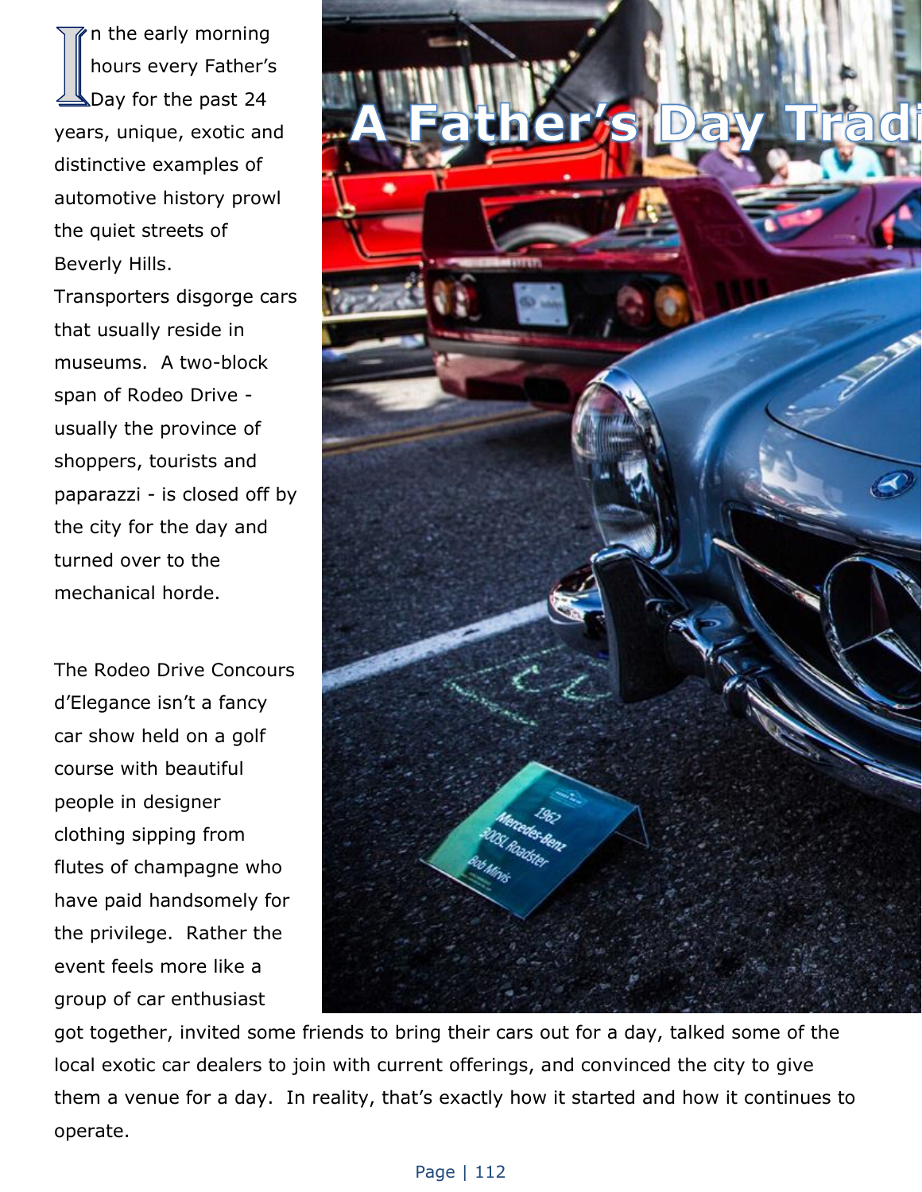# A Father's Day Tradi

In the early morning hours every Father's Day for the past 24 years, unique, exotic and distinctive examples of automotive history prowl the quiet streets of Beverly Hills. Transporters disgorge cars that usually reside in museums. A two-block span of Rodeo Drive - usually the province of shoppers, tourists and paparazzi - is closed off by the city for the day and turned over to the mechanical horde.

The Rodeo Drive Concours d'Elegance isn't a fancy car show held on a golf course with beautiful people in designer clothing sipping from flutes of champagne who have paid handsomely for the privilege. Rather the event feels more like a group of car enthusiast got together, invited some friends to bring their cars out for a day, talked some of the local exotic car dealers to join with current offerings, and convinced the city to give them a venue for a day. In reality, that's exactly how it started and how it continues to operate.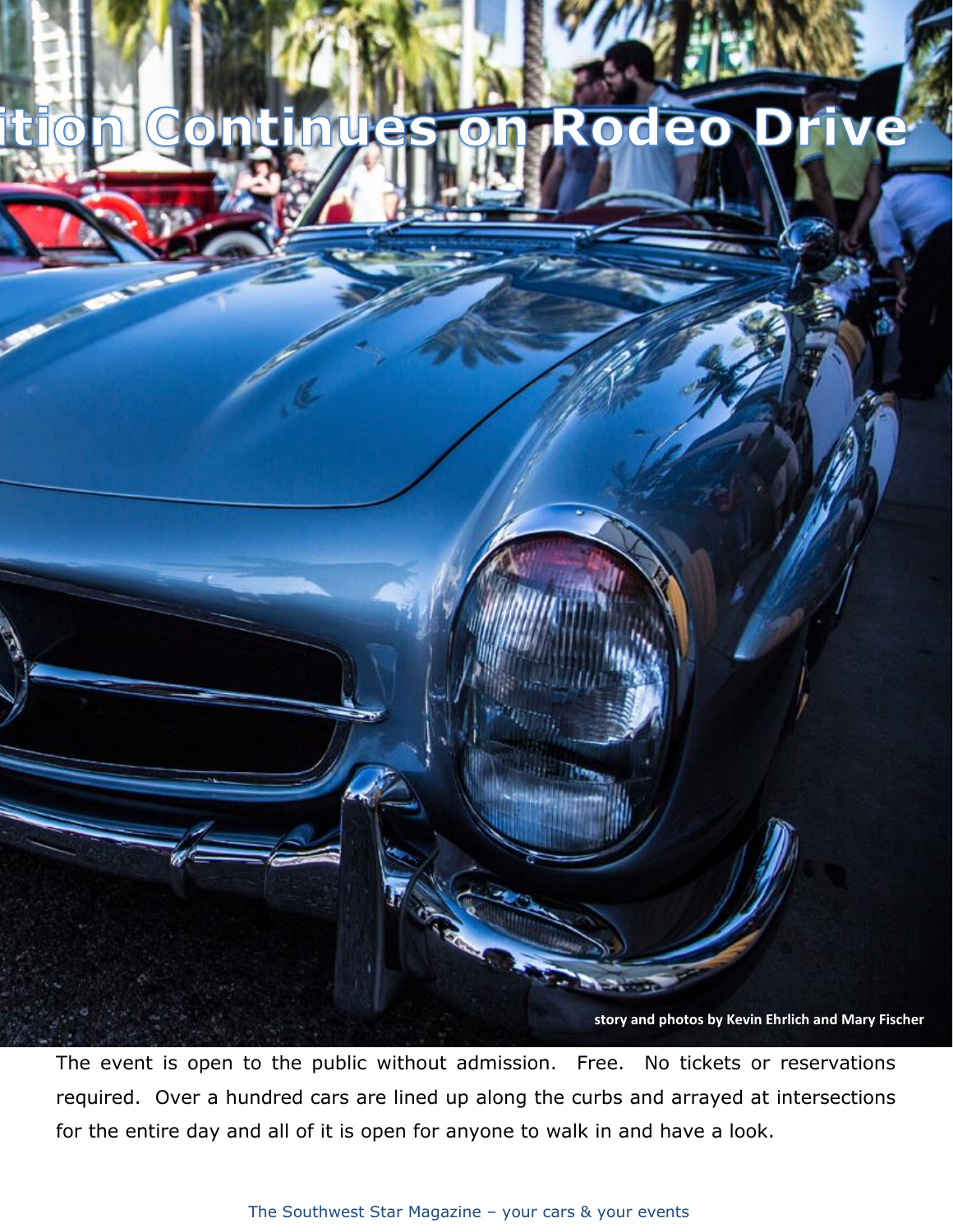# ition Continues on Rodeo Drive

**story and photos by Kevin Ehrlich and Mary Fischer**

The event is open to the public without admission. Free. No tickets or reservations required. Over a hundred cars are lined up along the curbs and arrayed at intersections for the entire day and all of it is open for anyone to walk in and have a look.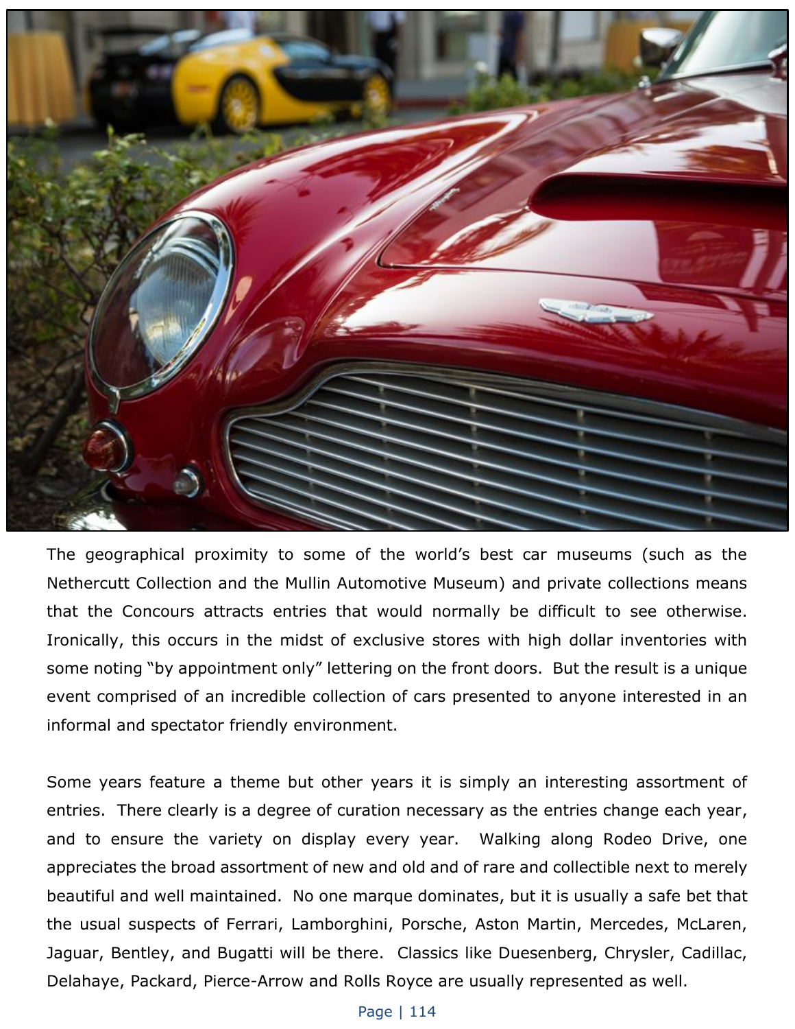The geographical proximity to some of the world's best car museums (such as the Nethercutt Collection and the Mullin Automotive Museum) and private collections means that the Concours attracts entries that would normally be difficult to see otherwise. Ironically, this occurs in the midst of exclusive stores with high dollar inventories with some noting "by appointment only" lettering on the front doors. But the result is a unique event comprised of an incredible collection of cars presented to anyone interested in an informal and spectator friendly environment.

Some years feature a theme but other years it is simply an interesting assortment of entries. There clearly is a degree of curation necessary as the entries change each year, and to ensure the variety on display every year. Walking along Rodeo Drive, one appreciates the broad assortment of new and old and of rare and collectible next to merely beautiful and well maintained. No one marque dominates, but it is usually a safe bet that the usual suspects of Ferrari, Lamborghini, Porsche, Aston Martin, Mercedes, McLaren, Jaguar, Bentley, and Bugatti will be there. Classics like Duesenberg, Chrysler, Cadillac, Delahaye, Packard, Pierce-Arrow and Rolls Royce are usually represented as well.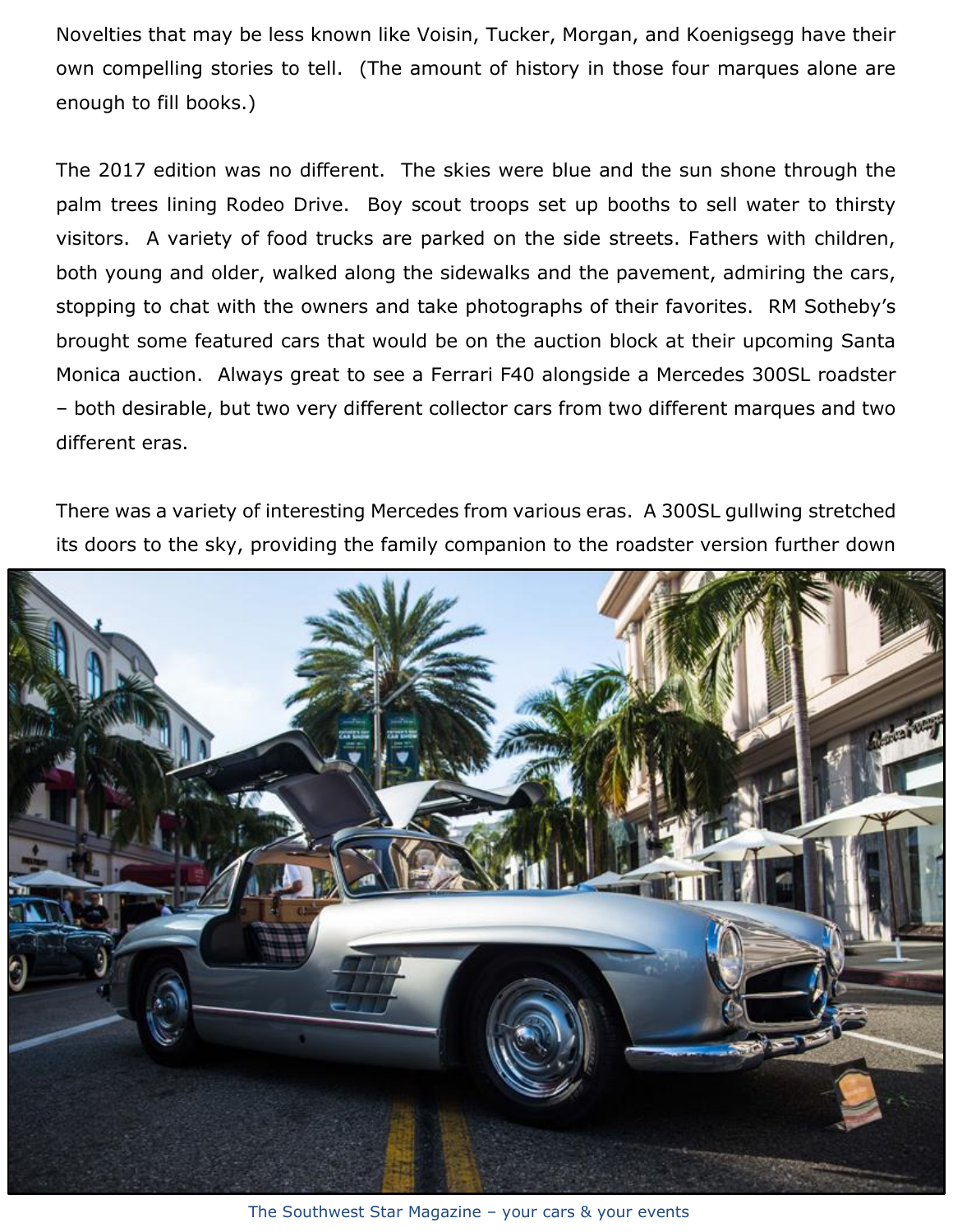Novelties that may be less known like Voisin, Tucker, Morgan, and Koenigsegg have their own compelling stories to tell. (The amount of history in those four marques alone are enough to fill books.)

The 2017 edition was no different. The skies were blue and the sun shone through the palm trees lining Rodeo Drive. Boy scout troops set up booths to sell water to thirsty visitors. A variety of food trucks are parked on the side streets. Fathers with children, both young and older, walked along the sidewalks and the pavement, admiring the cars, stopping to chat with the owners and take photographs of their favorites. RM Sotheby's brought some featured cars that would be on the auction block at their upcoming Santa Monica auction. Always great to see a Ferrari F40 alongside a Mercedes 300SL roadster – both desirable, but two very different collector cars from two different marques and two different eras.

There was a variety of interesting Mercedes from various eras. A 300SL gullwing stretched its doors to the sky, providing the family companion to the roadster version further down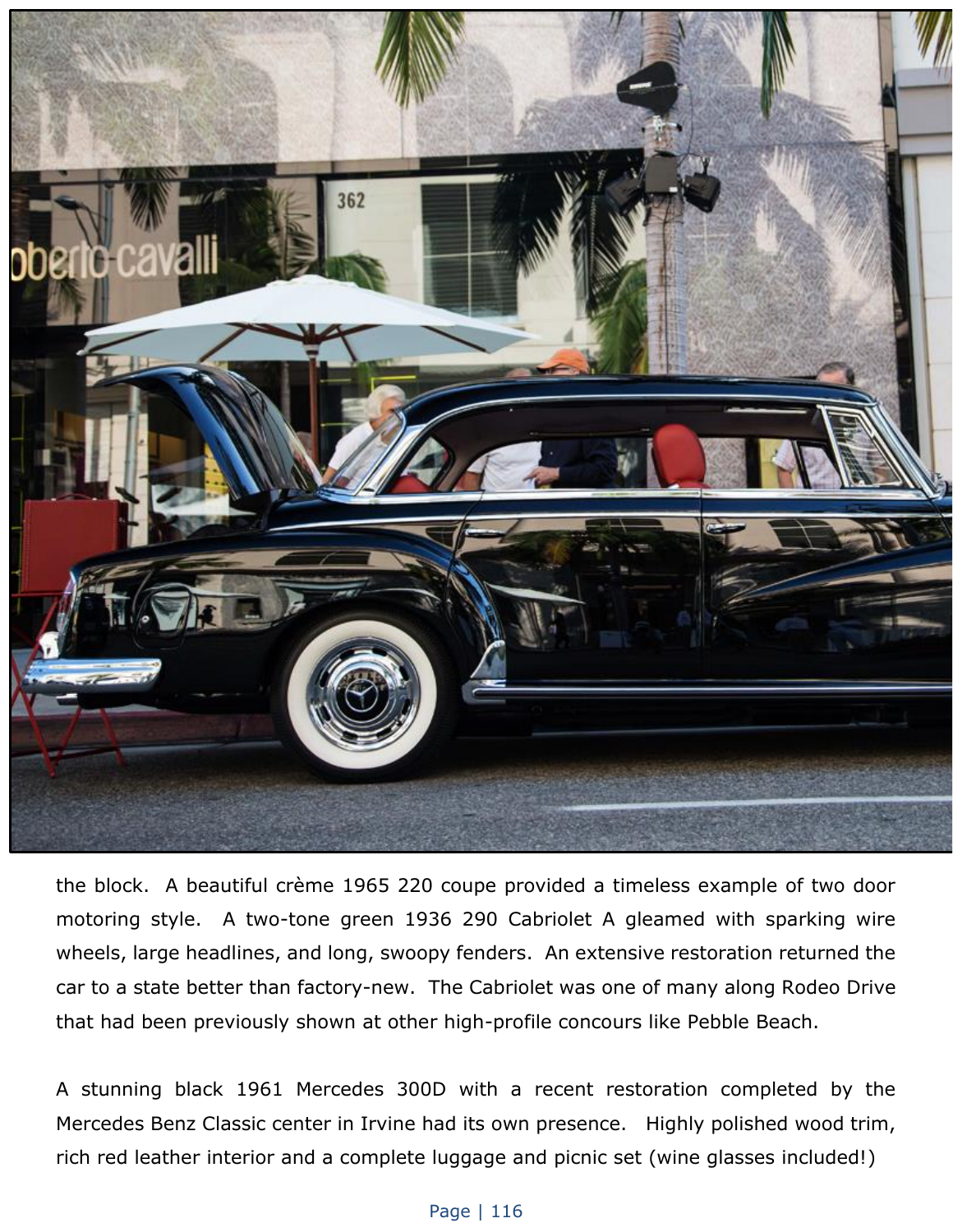the block. A beautiful crème 1965 220 coupe provided a timeless example of two door motoring style. A two-tone green 1936 290 Cabriolet A gleamed with sparking wire wheels, large headlines, and long, swoopy fenders. An extensive restoration returned the car to a state better than factory-new. The Cabriolet was one of many along Rodeo Drive that had been previously shown at other high-profile concours like Pebble Beach.

A stunning black 1961 Mercedes 300D with a recent restoration completed by the Mercedes Benz Classic center in Irvine had its own presence. Highly polished wood trim, rich red leather interior and a complete luggage and picnic set (wine glasses included!)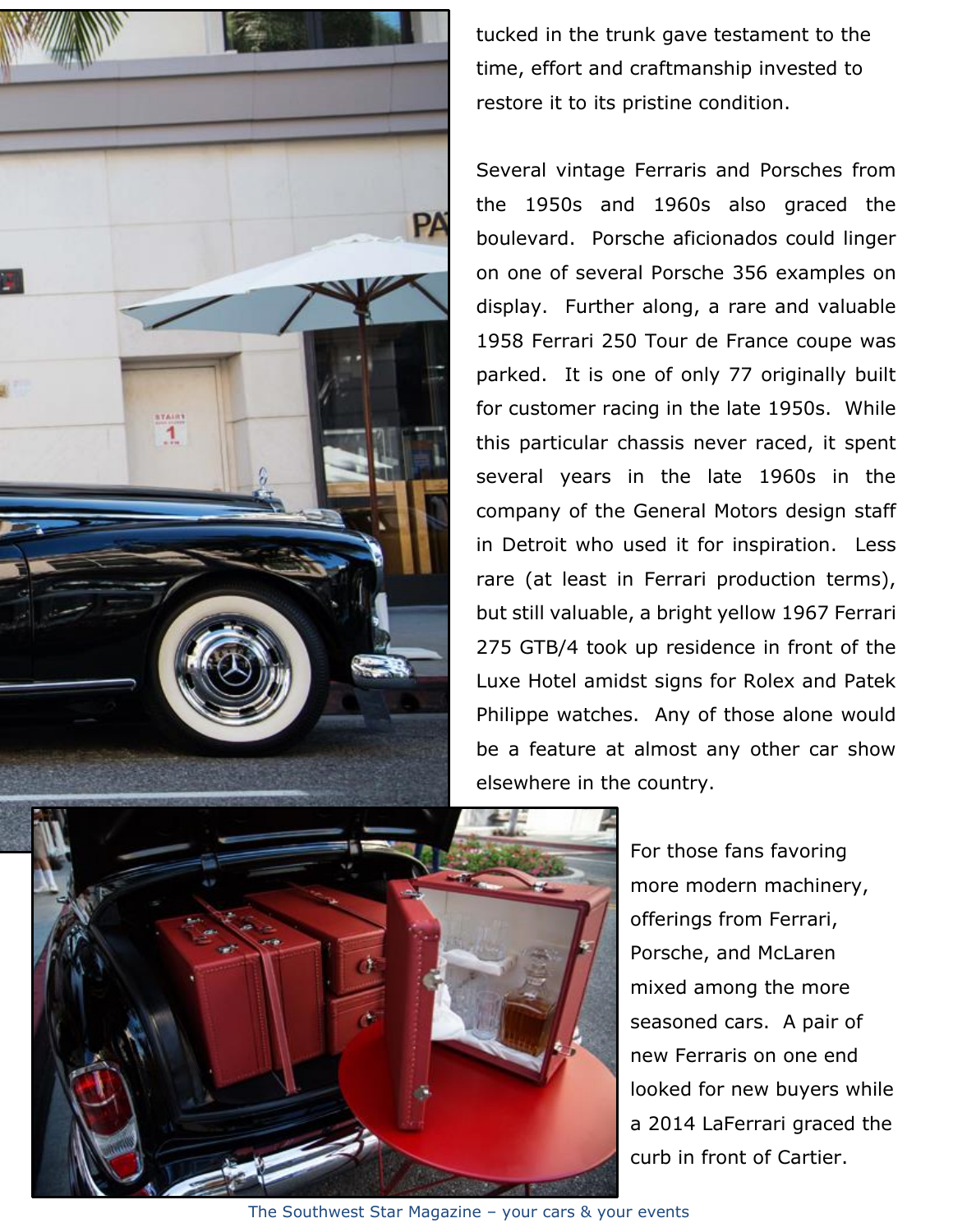tucked in the trunk gave testament to the time, effort and craftmanship invested to restore it to its pristine condition.

Several vintage Ferraris and Porsches from the 1950s and 1960s also graced the boulevard. Porsche aficionados could linger on one of several Porsche 356 examples on display. Further along, a rare and valuable 1958 Ferrari 250 Tour de France coupe was parked. It is one of only 77 originally built for customer racing in the late 1950s. While this particular chassis never raced, it spent several years in the late 1960s in the company of the General Motors design staff in Detroit who used it for inspiration. Less rare (at least in Ferrari production terms), but still valuable, a bright yellow 1967 Ferrari 275 GTB/4 took up residence in front of the Luxe Hotel amidst signs for Rolex and Patek Philippe watches. Any of those alone would be a feature at almost any other car show elsewhere in the country.

For those fans favoring more modern machinery, offerings from Ferrari, Porsche, and McLaren mixed among the more seasoned cars. A pair of new Ferraris on one end looked for new buyers while a 2014 LaFerrari graced the curb in front of Cartier.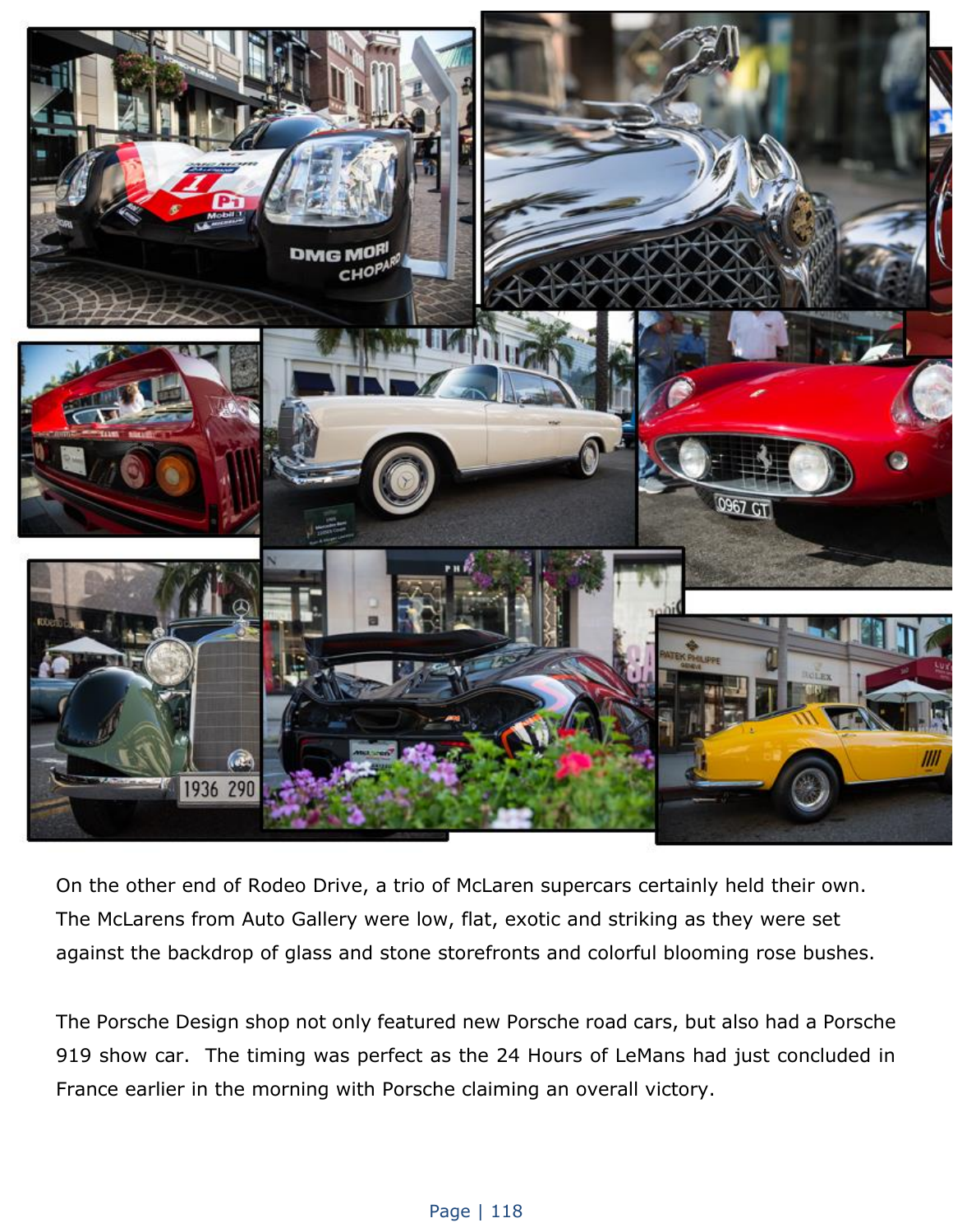On the other end of Rodeo Drive, a trio of McLaren supercars certainly held their own. The McLarens from Auto Gallery were low, flat, exotic and striking as they were set against the backdrop of glass and stone storefronts and colorful blooming rose bushes.

The Porsche Design shop not only featured new Porsche road cars, but also had a Porsche 919 show car.  The timing was perfect as the 24 Hours of LeMans had just concluded in France earlier in the morning with Porsche claiming an overall victory.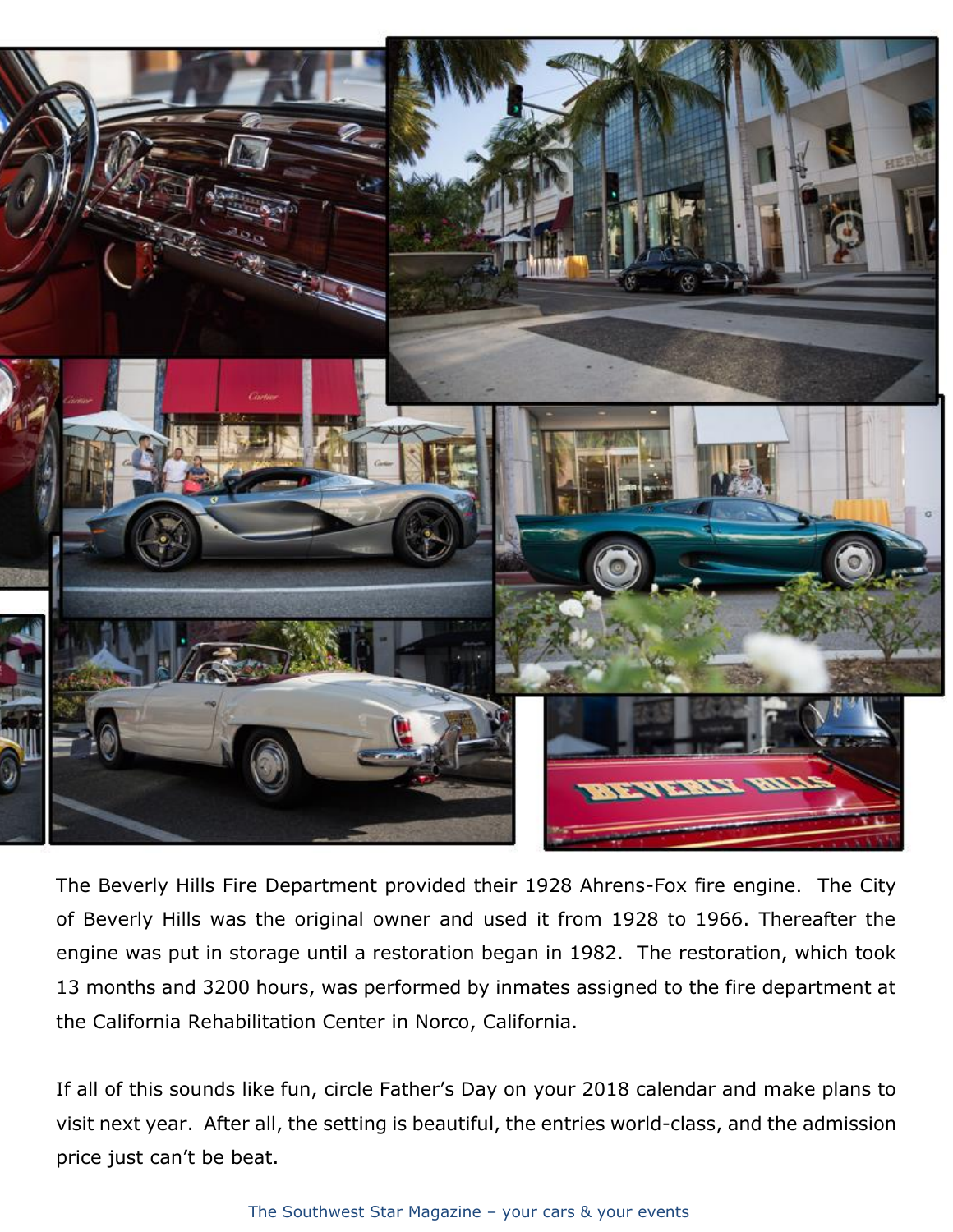The Beverly Hills Fire Department provided their 1928 Ahrens-Fox fire engine. The City of Beverly Hills was the original owner and used it from 1928 to 1966. Thereafter the engine was put in storage until a restoration began in 1982. The restoration, which took 13 months and 3200 hours, was performed by inmates assigned to the fire department at the California Rehabilitation Center in Norco, California.

If all of this sounds like fun, circle Father's Day on your 2018 calendar and make plans to visit next year. After all, the setting is beautiful, the entries world-class, and the admission price just can't be beat.